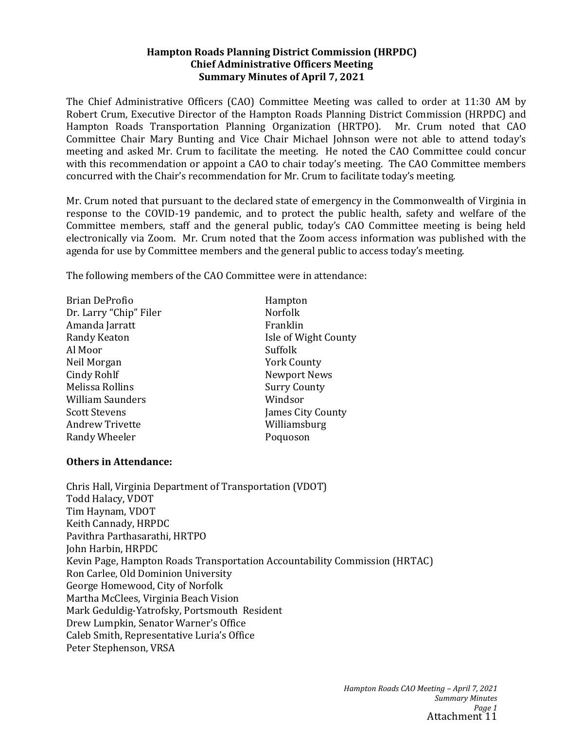**Hampton Roads Planning District Commission (HRPDC)**
**Chief Administrative Officers Meeting**
**Summary Minutes of April 7, 2021**

The Chief Administrative Officers (CAO) Committee Meeting was called to order at 11:30 AM by Robert Crum, Executive Director of the Hampton Roads Planning District Commission (HRPDC) and Hampton Roads Transportation Planning Organization (HRTPO). Mr. Crum noted that CAO Committee Chair Mary Bunting and Vice Chair Michael Johnson were not able to attend today's meeting and asked Mr. Crum to facilitate the meeting. He noted the CAO Committee could concur with this recommendation or appoint a CAO to chair today's meeting. The CAO Committee members concurred with the Chair's recommendation for Mr. Crum to facilitate today's meeting.

Mr. Crum noted that pursuant to the declared state of emergency in the Commonwealth of Virginia in response to the COVID-19 pandemic, and to protect the public health, safety and welfare of the Committee members, staff and the general public, today's CAO Committee meeting is being held electronically via Zoom. Mr. Crum noted that the Zoom access information was published with the agenda for use by Committee members and the general public to access today's meeting.

The following members of the CAO Committee were in attendance:

| | |
|---|---|
| Brian DeProfio | Hampton |
| Dr. Larry "Chip" Filer | Norfolk |
| Amanda Jarratt | Franklin |
| Randy Keaton | Isle of Wight County |
| Al Moor | Suffolk |
| Neil Morgan | York County |
| Cindy Rohlf | Newport News |
| Melissa Rollins | Surry County |
| William Saunders | Windsor |
| Scott Stevens | James City County |
| Andrew Trivette | Williamsburg |
| Randy Wheeler | Poquoson |

**Others in Attendance:**

Chris Hall, Virginia Department of Transportation (VDOT)
Todd Halacy, VDOT
Tim Haynam, VDOT
Keith Cannady, HRPDC
Pavithra Parthasarathi, HRTPO
John Harbin, HRPDC
Kevin Page, Hampton Roads Transportation Accountability Commission (HRTAC)
Ron Carlee, Old Dominion University
George Homewood, City of Norfolk
Martha McClees, Virginia Beach Vision
Mark Geduldig-Yatrofsky, Portsmouth Resident
Drew Lumpkin, Senator Warner's Office
Caleb Smith, Representative Luria's Office
Peter Stephenson, VRSA

Attachment 11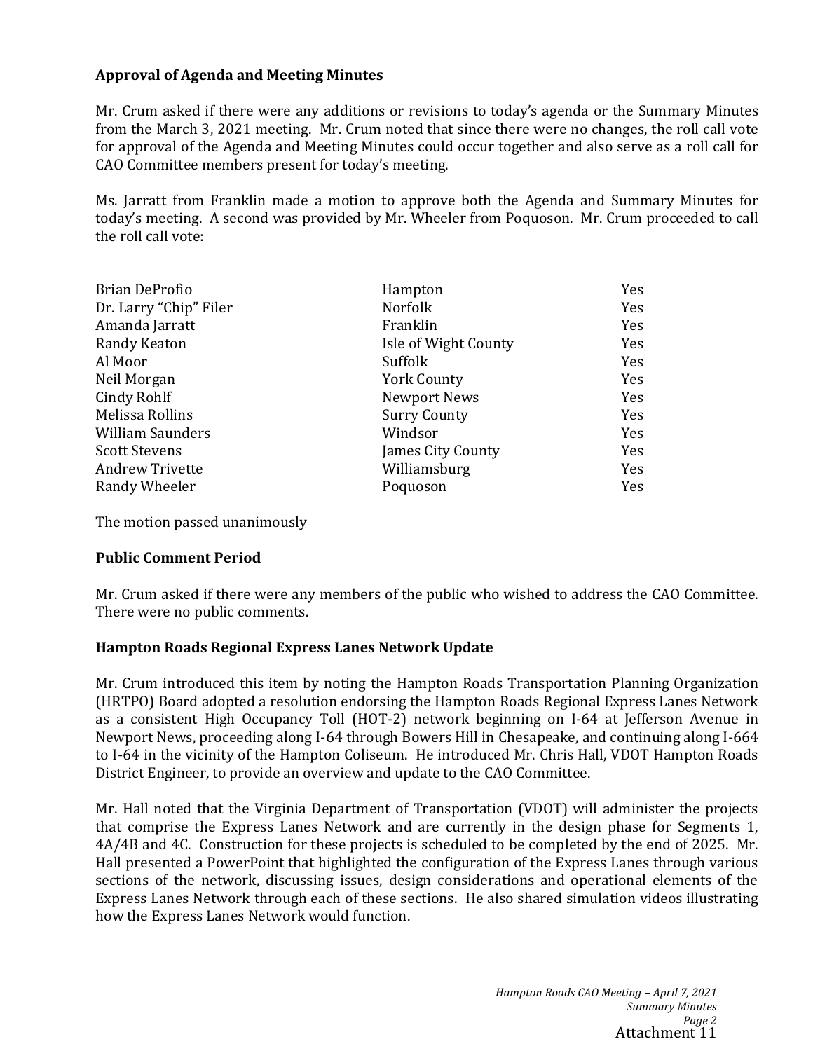**Approval of Agenda and Meeting Minutes**

Mr. Crum asked if there were any additions or revisions to today's agenda or the Summary Minutes from the March 3, 2021 meeting. Mr. Crum noted that since there were no changes, the roll call vote for approval of the Agenda and Meeting Minutes could occur together and also serve as a roll call for CAO Committee members present for today's meeting.

Ms. Jarratt from Franklin made a motion to approve both the Agenda and Summary Minutes for today's meeting. A second was provided by Mr. Wheeler from Poquoson. Mr. Crum proceeded to call the roll call vote:

| | | |
|---|---|---|
| Brian DeProfio | Hampton | Yes |
| Dr. Larry "Chip" Filer | Norfolk | Yes |
| Amanda Jarratt | Franklin | Yes |
| Randy Keaton | Isle of Wight County | Yes |
| Al Moor | Suffolk | Yes |
| Neil Morgan | York County | Yes |
| Cindy Rohlf | Newport News | Yes |
| Melissa Rollins | Surry County | Yes |
| William Saunders | Windsor | Yes |
| Scott Stevens | James City County | Yes |
| Andrew Trivette | Williamsburg | Yes |
| Randy Wheeler | Poquoson | Yes |

The motion passed unanimously

**Public Comment Period**

Mr. Crum asked if there were any members of the public who wished to address the CAO Committee. There were no public comments.

**Hampton Roads Regional Express Lanes Network Update**

Mr. Crum introduced this item by noting the Hampton Roads Transportation Planning Organization (HRTPO) Board adopted a resolution endorsing the Hampton Roads Regional Express Lanes Network as a consistent High Occupancy Toll (HOT-2) network beginning on I-64 at Jefferson Avenue in Newport News, proceeding along I-64 through Bowers Hill in Chesapeake, and continuing along I-664 to I-64 in the vicinity of the Hampton Coliseum. He introduced Mr. Chris Hall, VDOT Hampton Roads District Engineer, to provide an overview and update to the CAO Committee.

Mr. Hall noted that the Virginia Department of Transportation (VDOT) will administer the projects that comprise the Express Lanes Network and are currently in the design phase for Segments 1, 4A/4B and 4C. Construction for these projects is scheduled to be completed by the end of 2025. Mr. Hall presented a PowerPoint that highlighted the configuration of the Express Lanes through various sections of the network, discussing issues, design considerations and operational elements of the Express Lanes Network through each of these sections. He also shared simulation videos illustrating how the Express Lanes Network would function.

Attachment 11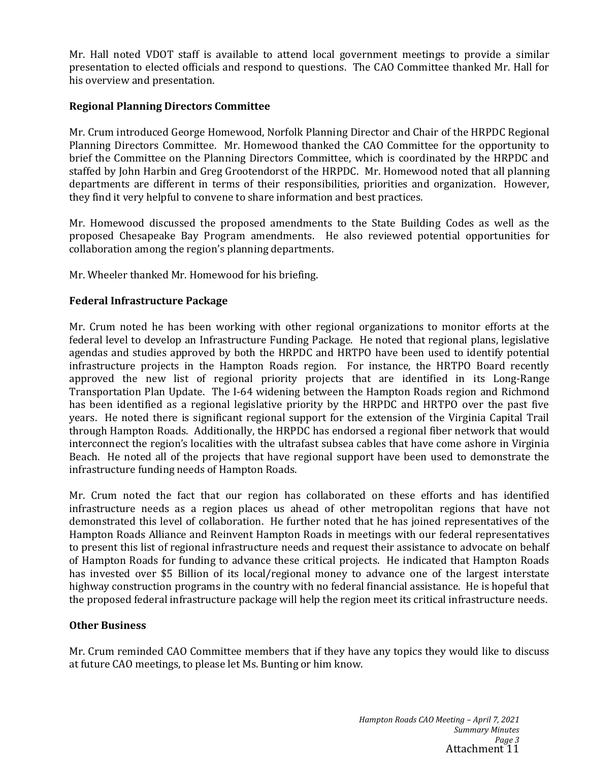Mr. Hall noted VDOT staff is available to attend local government meetings to provide a similar presentation to elected officials and respond to questions. The CAO Committee thanked Mr. Hall for his overview and presentation.

**Regional Planning Directors Committee**

Mr. Crum introduced George Homewood, Norfolk Planning Director and Chair of the HRPDC Regional Planning Directors Committee. Mr. Homewood thanked the CAO Committee for the opportunity to brief the Committee on the Planning Directors Committee, which is coordinated by the HRPDC and staffed by John Harbin and Greg Grootendorst of the HRPDC. Mr. Homewood noted that all planning departments are different in terms of their responsibilities, priorities and organization. However, they find it very helpful to convene to share information and best practices.

Mr. Homewood discussed the proposed amendments to the State Building Codes as well as the proposed Chesapeake Bay Program amendments. He also reviewed potential opportunities for collaboration among the region's planning departments.

Mr. Wheeler thanked Mr. Homewood for his briefing.

**Federal Infrastructure Package**

Mr. Crum noted he has been working with other regional organizations to monitor efforts at the federal level to develop an Infrastructure Funding Package. He noted that regional plans, legislative agendas and studies approved by both the HRPDC and HRTPO have been used to identify potential infrastructure projects in the Hampton Roads region. For instance, the HRTPO Board recently approved the new list of regional priority projects that are identified in its Long-Range Transportation Plan Update. The I-64 widening between the Hampton Roads region and Richmond has been identified as a regional legislative priority by the HRPDC and HRTPO over the past five years. He noted there is significant regional support for the extension of the Virginia Capital Trail through Hampton Roads. Additionally, the HRPDC has endorsed a regional fiber network that would interconnect the region's localities with the ultrafast subsea cables that have come ashore in Virginia Beach. He noted all of the projects that have regional support have been used to demonstrate the infrastructure funding needs of Hampton Roads.

Mr. Crum noted the fact that our region has collaborated on these efforts and has identified infrastructure needs as a region places us ahead of other metropolitan regions that have not demonstrated this level of collaboration. He further noted that he has joined representatives of the Hampton Roads Alliance and Reinvent Hampton Roads in meetings with our federal representatives to present this list of regional infrastructure needs and request their assistance to advocate on behalf of Hampton Roads for funding to advance these critical projects. He indicated that Hampton Roads has invested over $5 Billion of its local/regional money to advance one of the largest interstate highway construction programs in the country with no federal financial assistance. He is hopeful that the proposed federal infrastructure package will help the region meet its critical infrastructure needs.

**Other Business**

Mr. Crum reminded CAO Committee members that if they have any topics they would like to discuss at future CAO meetings, to please let Ms. Bunting or him know.

Attachment 11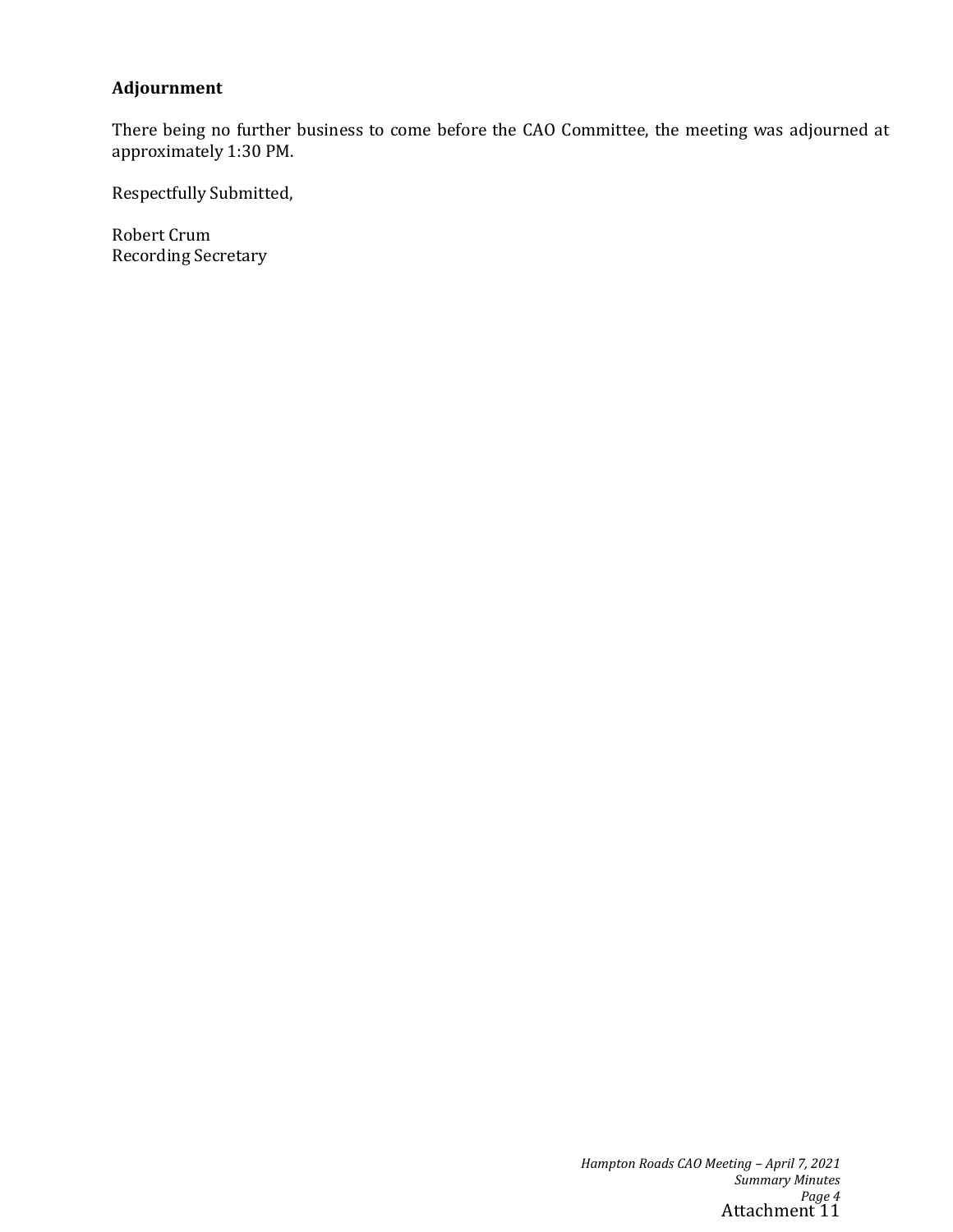**Adjournment**

There being no further business to come before the CAO Committee, the meeting was adjourned at approximately 1:30 PM.

Respectfully Submitted,

Robert Crum
Recording Secretary